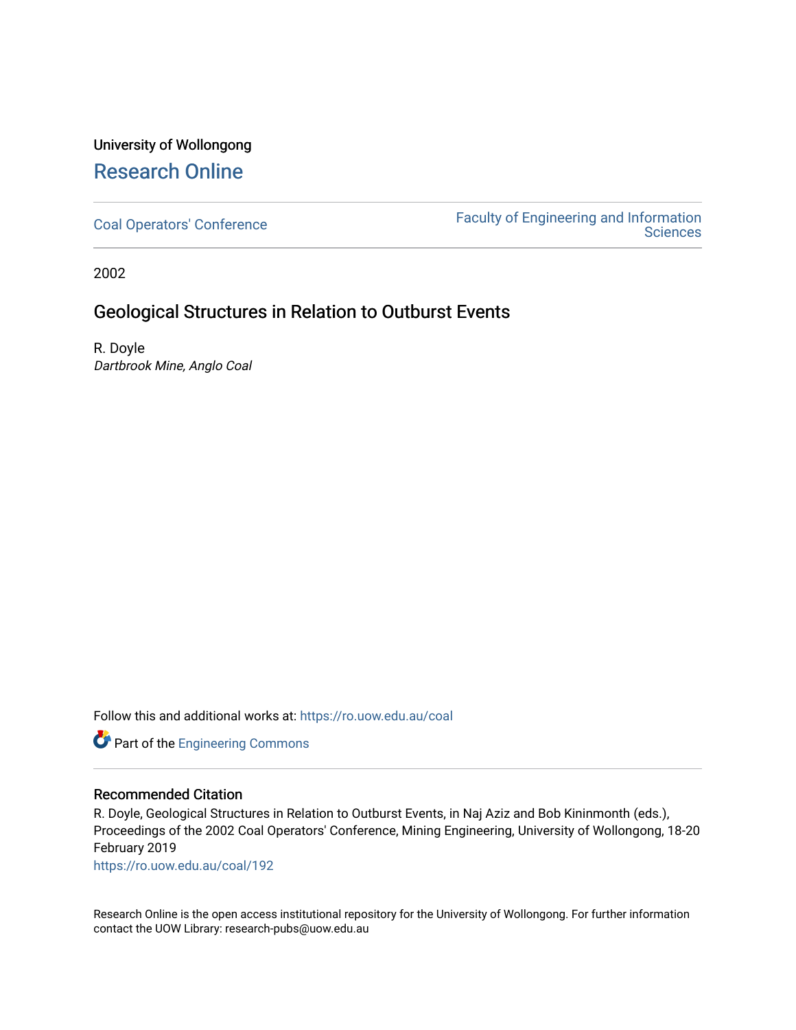University of Wollongong

# Research Online

Coal Operators' Conference

Faculty of Engineering and Information Sciences

2002

## Geological Structures in Relation to Outburst Events

R. Doyle

*Dartbrook Mine, Anglo Coal*

Follow this and additional works at: https://ro.uow.edu.au/coal

Part of the Engineering Commons

### Recommended Citation

R. Doyle, Geological Structures in Relation to Outburst Events, in Naj Aziz and Bob Kininmonth (eds.), Proceedings of the 2002 Coal Operators' Conference, Mining Engineering, University of Wollongong, 18-20 February 2019

https://ro.uow.edu.au/coal/192

Research Online is the open access institutional repository for the University of Wollongong. For further information contact the UOW Library: research-pubs@uow.edu.au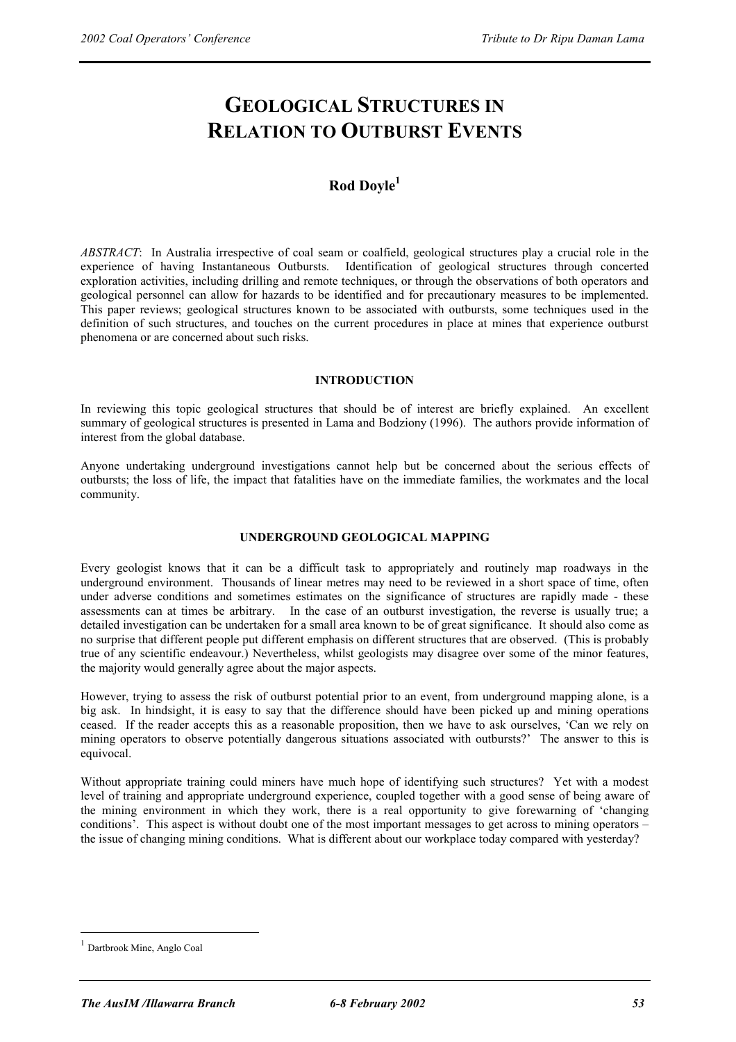# GEOLOGICAL STRUCTURES IN RELATION TO OUTBURST EVENTS

**Rod Doyle**[1]

*ABSTRACT*: In Australia irrespective of coal seam or coalfield, geological structures play a crucial role in the experience of having Instantaneous Outbursts. Identification of geological structures through concerted exploration activities, including drilling and remote techniques, or through the observations of both operators and geological personnel can allow for hazards to be identified and for precautionary measures to be implemented. This paper reviews; geological structures known to be associated with outbursts, some techniques used in the definition of such structures, and touches on the current procedures in place at mines that experience outburst phenomena or are concerned about such risks.

## INTRODUCTION

In reviewing this topic geological structures that should be of interest are briefly explained. An excellent summary of geological structures is presented in Lama and Bodziony (1996). The authors provide information of interest from the global database.

Anyone undertaking underground investigations cannot help but be concerned about the serious effects of outbursts; the loss of life, the impact that fatalities have on the immediate families, the workmates and the local community.

## UNDERGROUND GEOLOGICAL MAPPING

Every geologist knows that it can be a difficult task to appropriately and routinely map roadways in the underground environment. Thousands of linear metres may need to be reviewed in a short space of time, often under adverse conditions and sometimes estimates on the significance of structures are rapidly made - these assessments can at times be arbitrary. In the case of an outburst investigation, the reverse is usually true; a detailed investigation can be undertaken for a small area known to be of great significance. It should also come as no surprise that different people put different emphasis on different structures that are observed. (This is probably true of any scientific endeavour.) Nevertheless, whilst geologists may disagree over some of the minor features, the majority would generally agree about the major aspects.

However, trying to assess the risk of outburst potential prior to an event, from underground mapping alone, is a big ask. In hindsight, it is easy to say that the difference should have been picked up and mining operations ceased. If the reader accepts this as a reasonable proposition, then we have to ask ourselves, 'Can we rely on mining operators to observe potentially dangerous situations associated with outbursts?' The answer to this is equivocal.

Without appropriate training could miners have much hope of identifying such structures? Yet with a modest level of training and appropriate underground experience, coupled together with a good sense of being aware of the mining environment in which they work, there is a real opportunity to give forewarning of 'changing conditions'. This aspect is without doubt one of the most important messages to get across to mining operators – the issue of changing mining conditions. What is different about our workplace today compared with yesterday?

[1] Dartbrook Mine, Anglo Coal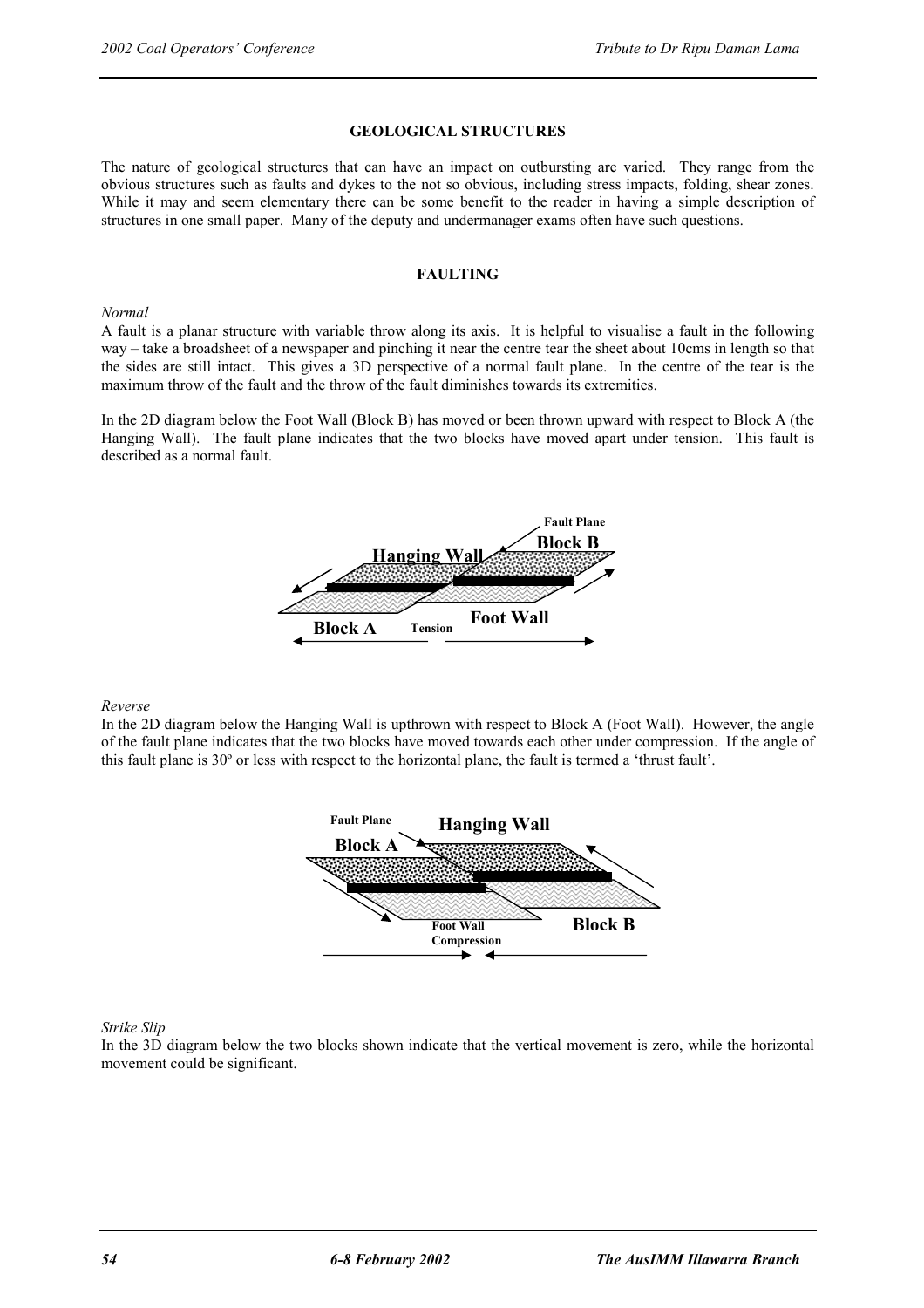## GEOLOGICAL STRUCTURES

The nature of geological structures that can have an impact on outbursting are varied. They range from the obvious structures such as faults and dykes to the not so obvious, including stress impacts, folding, shear zones. While it may and seem elementary there can be some benefit to the reader in having a simple description of structures in one small paper. Many of the deputy and undermanager exams often have such questions.

## FAULTING

*Normal*

A fault is a planar structure with variable throw along its axis. It is helpful to visualise a fault in the following way – take a broadsheet of a newspaper and pinching it near the centre tear the sheet about 10cms in length so that the sides are still intact. This gives a 3D perspective of a normal fault plane. In the centre of the tear is the maximum throw of the fault and the throw of the fault diminishes towards its extremities.

In the 2D diagram below the Foot Wall (Block B) has moved or been thrown upward with respect to Block A (the Hanging Wall). The fault plane indicates that the two blocks have moved apart under tension. This fault is described as a normal fault.

Fault Plane
Block B
Hanging Wall
Block A
Tension
Foot Wall

*Reverse*

In the 2D diagram below the Hanging Wall is upthrown with respect to Block A (Foot Wall). However, the angle of the fault plane indicates that the two blocks have moved towards each other under compression. If the angle of this fault plane is 30º or less with respect to the horizontal plane, the fault is termed a 'thrust fault'.

Fault Plane
Hanging Wall
Block A
Foot Wall
Compression
Block B

*Strike Slip*

In the 3D diagram below the two blocks shown indicate that the vertical movement is zero, while the horizontal movement could be significant.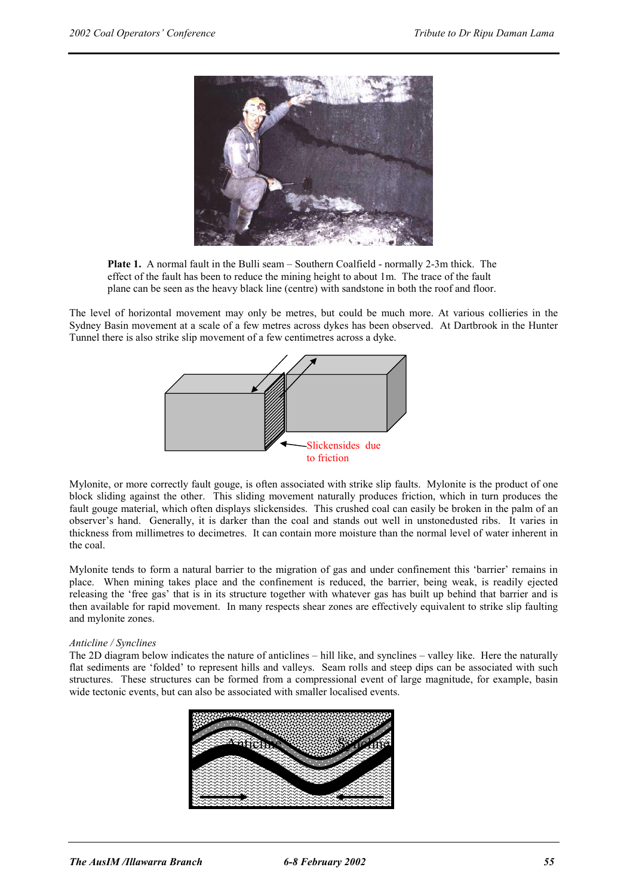**Plate 1.** A normal fault in the Bulli seam – Southern Coalfield - normally 2-3m thick. The effect of the fault has been to reduce the mining height to about 1m. The trace of the fault plane can be seen as the heavy black line (centre) with sandstone in both the roof and floor.

The level of horizontal movement may only be metres, but could be much more. At various collieries in the Sydney Basin movement at a scale of a few metres across dykes has been observed. At Dartbrook in the Hunter Tunnel there is also strike slip movement of a few centimetres across a dyke.

Slickensides due to friction

Mylonite, or more correctly fault gouge, is often associated with strike slip faults. Mylonite is the product of one block sliding against the other. This sliding movement naturally produces friction, which in turn produces the fault gouge material, which often displays slickensides. This crushed coal can easily be broken in the palm of an observer's hand. Generally, it is darker than the coal and stands out well in unstonedusted ribs. It varies in thickness from millimetres to decimetres. It can contain more moisture than the normal level of water inherent in the coal.

Mylonite tends to form a natural barrier to the migration of gas and under confinement this 'barrier' remains in place. When mining takes place and the confinement is reduced, the barrier, being weak, is readily ejected releasing the 'free gas' that is in its structure together with whatever gas has built up behind that barrier and is then available for rapid movement. In many respects shear zones are effectively equivalent to strike slip faulting and mylonite zones.

*Anticline / Synclines*

The 2D diagram below indicates the nature of anticlines – hill like, and synclines – valley like. Here the naturally flat sediments are 'folded' to represent hills and valleys. Seam rolls and steep dips can be associated with such structures. These structures can be formed from a compressional event of large magnitude, for example, basin wide tectonic events, but can also be associated with smaller localised events.

Anticline Syncline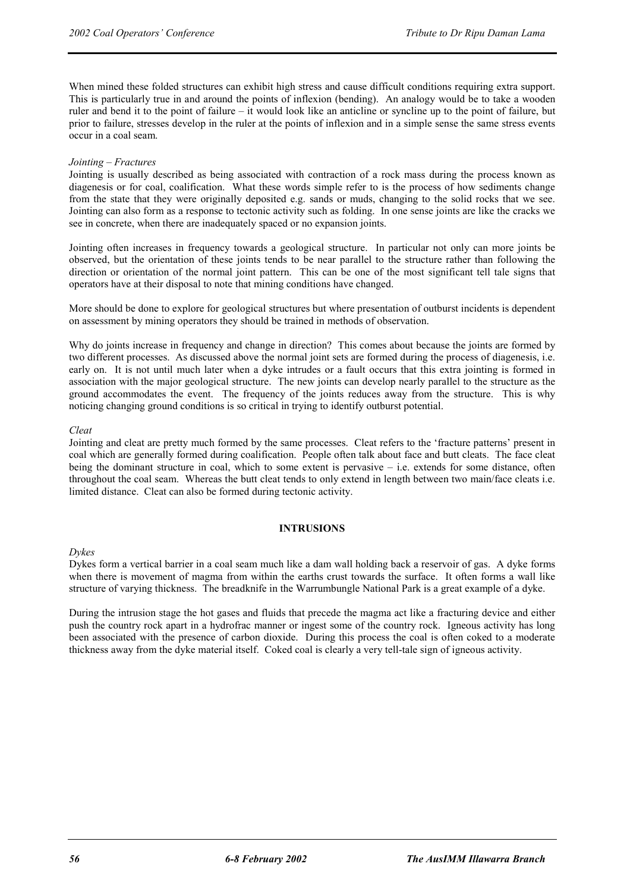When mined these folded structures can exhibit high stress and cause difficult conditions requiring extra support. This is particularly true in and around the points of inflexion (bending). An analogy would be to take a wooden ruler and bend it to the point of failure – it would look like an anticline or syncline up to the point of failure, but prior to failure, stresses develop in the ruler at the points of inflexion and in a simple sense the same stress events occur in a coal seam.

*Jointing – Fractures*

Jointing is usually described as being associated with contraction of a rock mass during the process known as diagenesis or for coal, coalification. What these words simple refer to is the process of how sediments change from the state that they were originally deposited e.g. sands or muds, changing to the solid rocks that we see. Jointing can also form as a response to tectonic activity such as folding. In one sense joints are like the cracks we see in concrete, when there are inadequately spaced or no expansion joints.

Jointing often increases in frequency towards a geological structure. In particular not only can more joints be observed, but the orientation of these joints tends to be near parallel to the structure rather than following the direction or orientation of the normal joint pattern. This can be one of the most significant tell tale signs that operators have at their disposal to note that mining conditions have changed.

More should be done to explore for geological structures but where presentation of outburst incidents is dependent on assessment by mining operators they should be trained in methods of observation.

Why do joints increase in frequency and change in direction? This comes about because the joints are formed by two different processes. As discussed above the normal joint sets are formed during the process of diagenesis, i.e. early on. It is not until much later when a dyke intrudes or a fault occurs that this extra jointing is formed in association with the major geological structure. The new joints can develop nearly parallel to the structure as the ground accommodates the event. The frequency of the joints reduces away from the structure. This is why noticing changing ground conditions is so critical in trying to identify outburst potential.

*Cleat*

Jointing and cleat are pretty much formed by the same processes. Cleat refers to the 'fracture patterns' present in coal which are generally formed during coalification. People often talk about face and butt cleats. The face cleat being the dominant structure in coal, which to some extent is pervasive – i.e. extends for some distance, often throughout the coal seam. Whereas the butt cleat tends to only extend in length between two main/face cleats i.e. limited distance. Cleat can also be formed during tectonic activity.

## INTRUSIONS

*Dykes*

Dykes form a vertical barrier in a coal seam much like a dam wall holding back a reservoir of gas. A dyke forms when there is movement of magma from within the earths crust towards the surface. It often forms a wall like structure of varying thickness. The breadknife in the Warrumbungle National Park is a great example of a dyke.

During the intrusion stage the hot gases and fluids that precede the magma act like a fracturing device and either push the country rock apart in a hydrofrac manner or ingest some of the country rock. Igneous activity has long been associated with the presence of carbon dioxide. During this process the coal is often coked to a moderate thickness away from the dyke material itself. Coked coal is clearly a very tell-tale sign of igneous activity.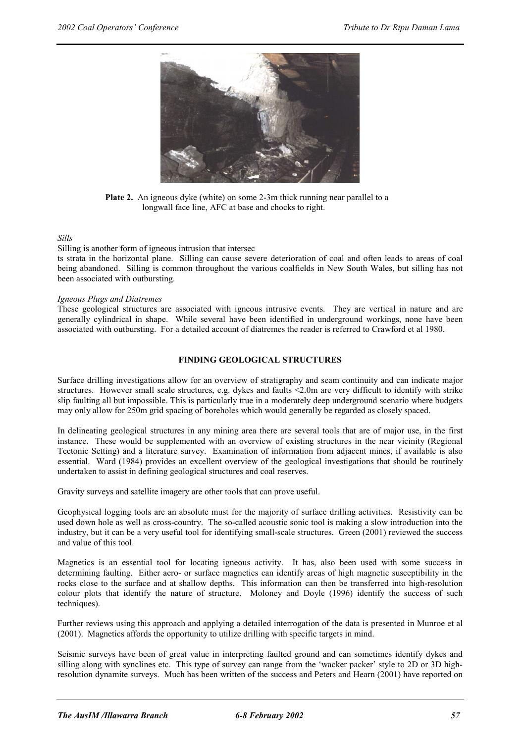**Plate 2.** An igneous dyke (white) on some 2-3m thick running near parallel to a longwall face line, AFC at base and chocks to right.

*Sills*

Silling is another form of igneous intrusion that intersec
ts strata in the horizontal plane. Silling can cause severe deterioration of coal and often leads to areas of coal being abandoned. Silling is common throughout the various coalfields in New South Wales, but silling has not been associated with outbursting.

*Igneous Plugs and Diatremes*

These geological structures are associated with igneous intrusive events. They are vertical in nature and are generally cylindrical in shape. While several have been identified in underground workings, none have been associated with outbursting. For a detailed account of diatremes the reader is referred to Crawford et al 1980.

## FINDING GEOLOGICAL STRUCTURES

Surface drilling investigations allow for an overview of stratigraphy and seam continuity and can indicate major structures. However small scale structures, e.g. dykes and faults <2.0m are very difficult to identify with strike slip faulting all but impossible. This is particularly true in a moderately deep underground scenario where budgets may only allow for 250m grid spacing of boreholes which would generally be regarded as closely spaced.

In delineating geological structures in any mining area there are several tools that are of major use, in the first instance. These would be supplemented with an overview of existing structures in the near vicinity (Regional Tectonic Setting) and a literature survey. Examination of information from adjacent mines, if available is also essential. Ward (1984) provides an excellent overview of the geological investigations that should be routinely undertaken to assist in defining geological structures and coal reserves.

Gravity surveys and satellite imagery are other tools that can prove useful.

Geophysical logging tools are an absolute must for the majority of surface drilling activities. Resistivity can be used down hole as well as cross-country. The so-called acoustic sonic tool is making a slow introduction into the industry, but it can be a very useful tool for identifying small-scale structures. Green (2001) reviewed the success and value of this tool.

Magnetics is an essential tool for locating igneous activity. It has, also been used with some success in determining faulting. Either aero- or surface magnetics can identify areas of high magnetic susceptibility in the rocks close to the surface and at shallow depths. This information can then be transferred into high-resolution colour plots that identify the nature of structure. Moloney and Doyle (1996) identify the success of such techniques).

Further reviews using this approach and applying a detailed interrogation of the data is presented in Munroe et al (2001). Magnetics affords the opportunity to utilize drilling with specific targets in mind.

Seismic surveys have been of great value in interpreting faulted ground and can sometimes identify dykes and silling along with synclines etc. This type of survey can range from the 'wacker packer' style to 2D or 3D high-resolution dynamite surveys. Much has been written of the success and Peters and Hearn (2001) have reported on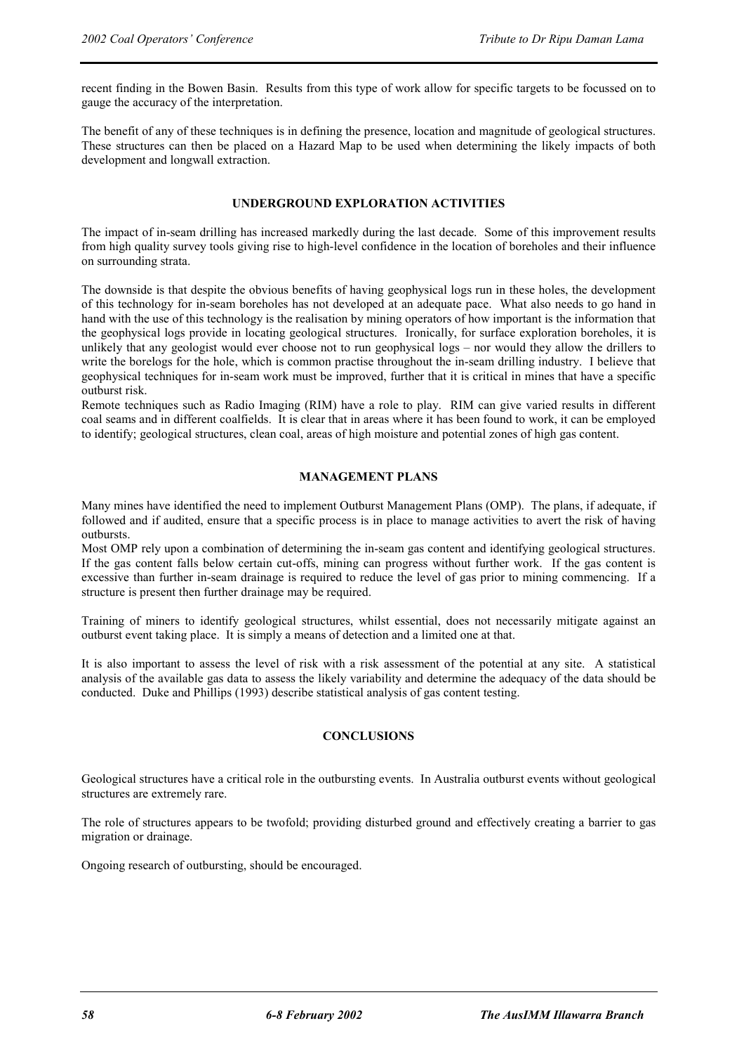recent finding in the Bowen Basin. Results from this type of work allow for specific targets to be focussed on to gauge the accuracy of the interpretation.

The benefit of any of these techniques is in defining the presence, location and magnitude of geological structures. These structures can then be placed on a Hazard Map to be used when determining the likely impacts of both development and longwall extraction.

## UNDERGROUND EXPLORATION ACTIVITIES

The impact of in-seam drilling has increased markedly during the last decade. Some of this improvement results from high quality survey tools giving rise to high-level confidence in the location of boreholes and their influence on surrounding strata.

The downside is that despite the obvious benefits of having geophysical logs run in these holes, the development of this technology for in-seam boreholes has not developed at an adequate pace. What also needs to go hand in hand with the use of this technology is the realisation by mining operators of how important is the information that the geophysical logs provide in locating geological structures. Ironically, for surface exploration boreholes, it is unlikely that any geologist would ever choose not to run geophysical logs – nor would they allow the drillers to write the borelogs for the hole, which is common practise throughout the in-seam drilling industry. I believe that geophysical techniques for in-seam work must be improved, further that it is critical in mines that have a specific outburst risk.

Remote techniques such as Radio Imaging (RIM) have a role to play. RIM can give varied results in different coal seams and in different coalfields. It is clear that in areas where it has been found to work, it can be employed to identify; geological structures, clean coal, areas of high moisture and potential zones of high gas content.

## MANAGEMENT PLANS

Many mines have identified the need to implement Outburst Management Plans (OMP). The plans, if adequate, if followed and if audited, ensure that a specific process is in place to manage activities to avert the risk of having outbursts.

Most OMP rely upon a combination of determining the in-seam gas content and identifying geological structures. If the gas content falls below certain cut-offs, mining can progress without further work. If the gas content is excessive than further in-seam drainage is required to reduce the level of gas prior to mining commencing. If a structure is present then further drainage may be required.

Training of miners to identify geological structures, whilst essential, does not necessarily mitigate against an outburst event taking place. It is simply a means of detection and a limited one at that.

It is also important to assess the level of risk with a risk assessment of the potential at any site. A statistical analysis of the available gas data to assess the likely variability and determine the adequacy of the data should be conducted. Duke and Phillips (1993) describe statistical analysis of gas content testing.

## CONCLUSIONS

Geological structures have a critical role in the outbursting events. In Australia outburst events without geological structures are extremely rare.

The role of structures appears to be twofold; providing disturbed ground and effectively creating a barrier to gas migration or drainage.

Ongoing research of outbursting, should be encouraged.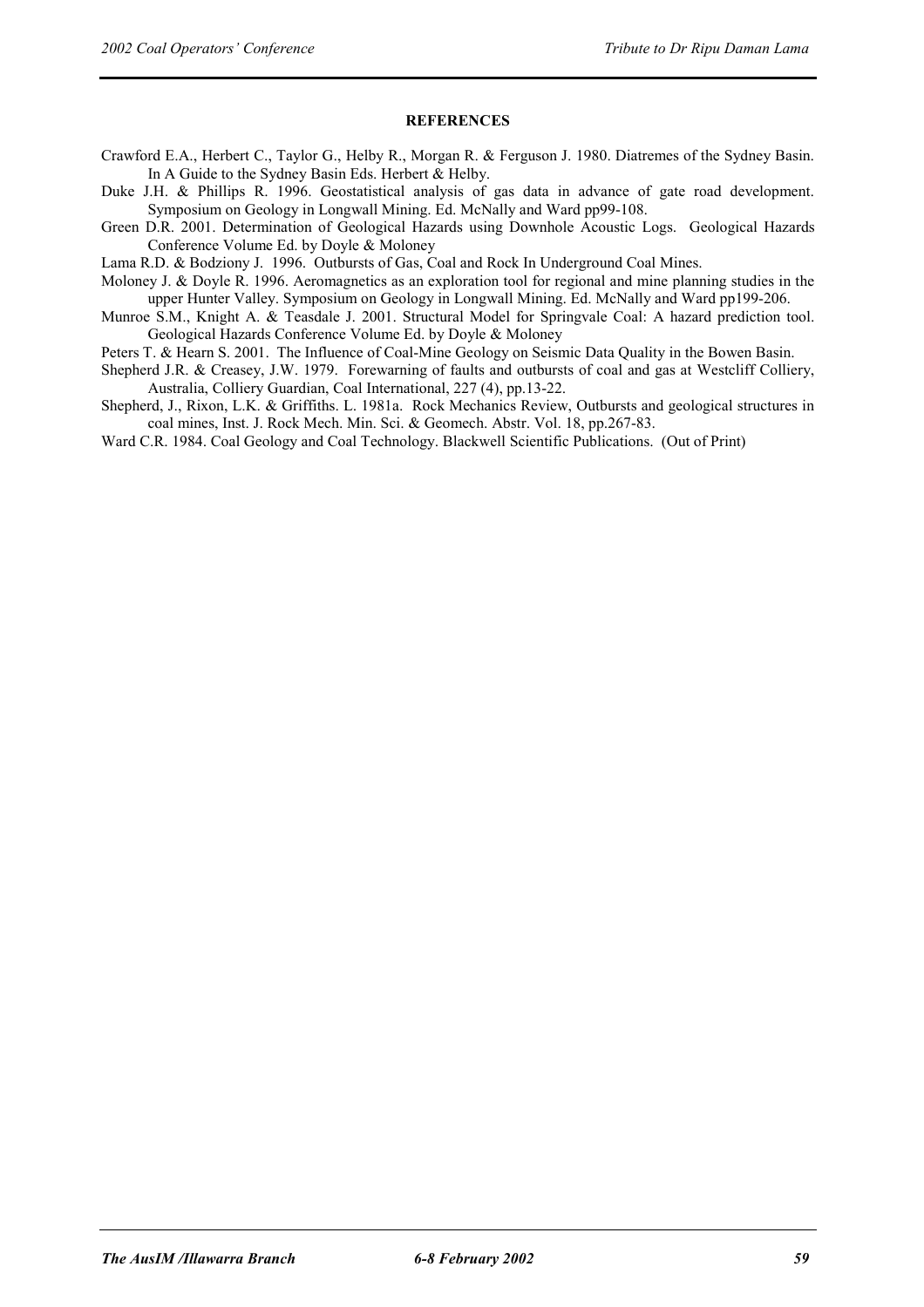**REFERENCES**

Crawford E.A., Herbert C., Taylor G., Helby R., Morgan R. & Ferguson J. 1980. Diatremes of the Sydney Basin. In A Guide to the Sydney Basin Eds. Herbert & Helby.

Duke J.H. & Phillips R. 1996. Geostatistical analysis of gas data in advance of gate road development. Symposium on Geology in Longwall Mining. Ed. McNally and Ward pp99-108.

Green D.R. 2001. Determination of Geological Hazards using Downhole Acoustic Logs. Geological Hazards Conference Volume Ed. by Doyle & Moloney

Lama R.D. & Bodziony J. 1996. Outbursts of Gas, Coal and Rock In Underground Coal Mines.

Moloney J. & Doyle R. 1996. Aeromagnetics as an exploration tool for regional and mine planning studies in the upper Hunter Valley. Symposium on Geology in Longwall Mining. Ed. McNally and Ward pp199-206.

Munroe S.M., Knight A. & Teasdale J. 2001. Structural Model for Springvale Coal: A hazard prediction tool. Geological Hazards Conference Volume Ed. by Doyle & Moloney

Peters T. & Hearn S. 2001. The Influence of Coal-Mine Geology on Seismic Data Quality in the Bowen Basin.

Shepherd J.R. & Creasey, J.W. 1979. Forewarning of faults and outbursts of coal and gas at Westcliff Colliery, Australia, Colliery Guardian, Coal International, 227 (4), pp.13-22.

Shepherd, J., Rixon, L.K. & Griffiths. L. 1981a. Rock Mechanics Review, Outbursts and geological structures in coal mines, Inst. J. Rock Mech. Min. Sci. & Geomech. Abstr. Vol. 18, pp.267-83.

Ward C.R. 1984. Coal Geology and Coal Technology. Blackwell Scientific Publications. (Out of Print)